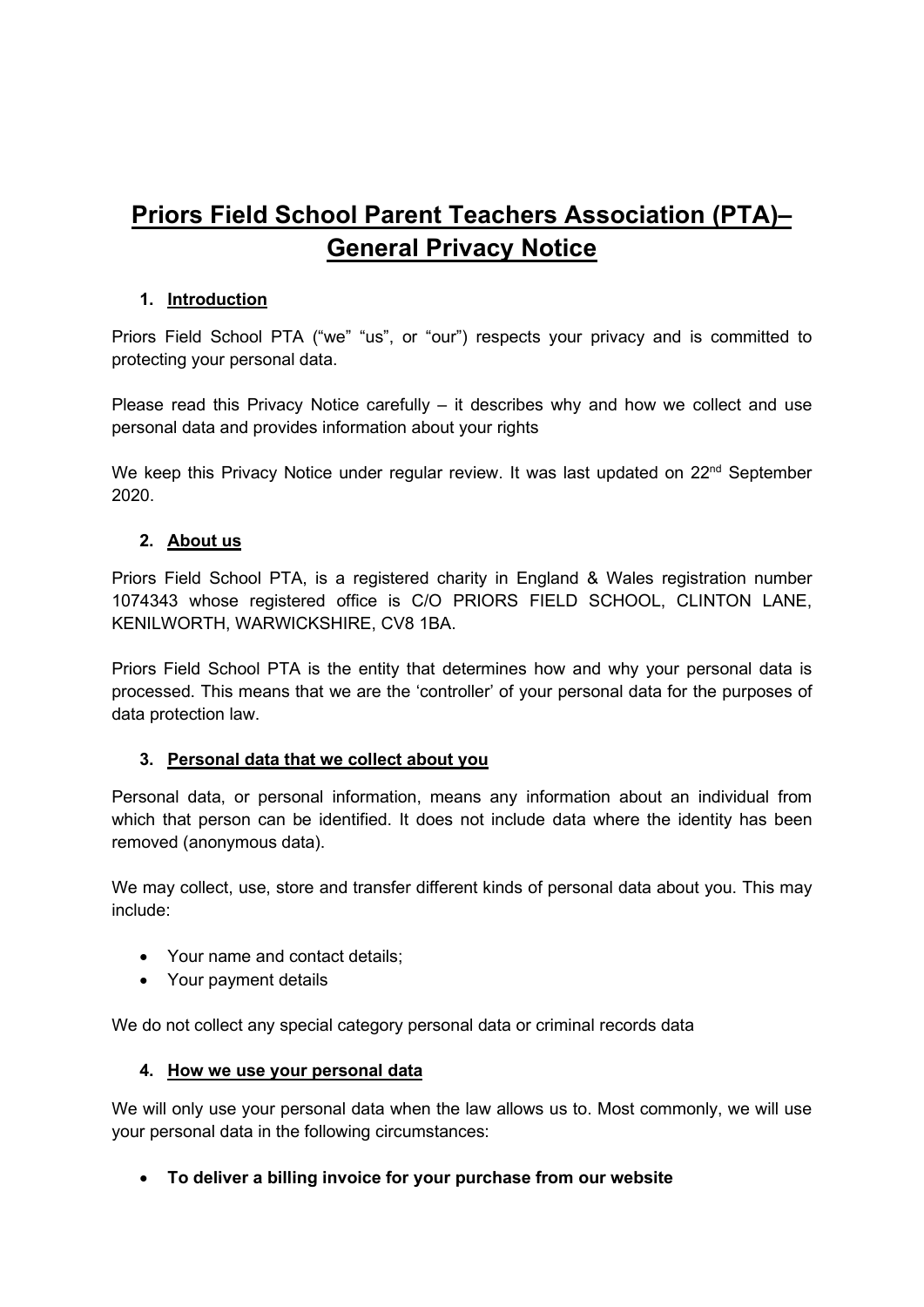# Priors Field School Parent Teachers Association (PTA)– General Privacy Notice

## 1. Introduction

Priors Field School PTA ("we" "us", or "our") respects your privacy and is committed to protecting your personal data.

Please read this Privacy Notice carefully – it describes why and how we collect and use personal data and provides information about your rights

We keep this Privacy Notice under regular review. It was last updated on 22nd September 2020.

## 2. About us

Priors Field School PTA, is a registered charity in England & Wales registration number 1074343 whose registered office is C/O PRIORS FIELD SCHOOL, CLINTON LANE, KENILWORTH, WARWICKSHIRE, CV8 1BA.

Priors Field School PTA is the entity that determines how and why your personal data is processed. This means that we are the 'controller' of your personal data for the purposes of data protection law.

## 3. Personal data that we collect about you

Personal data, or personal information, means any information about an individual from which that person can be identified. It does not include data where the identity has been removed (anonymous data).

We may collect, use, store and transfer different kinds of personal data about you. This may include:

- Your name and contact details;
- Your payment details

We do not collect any special category personal data or criminal records data

## 4. How we use your personal data

We will only use your personal data when the law allows us to. Most commonly, we will use your personal data in the following circumstances:

- **To deliver a billing invoice for your purchase from our website**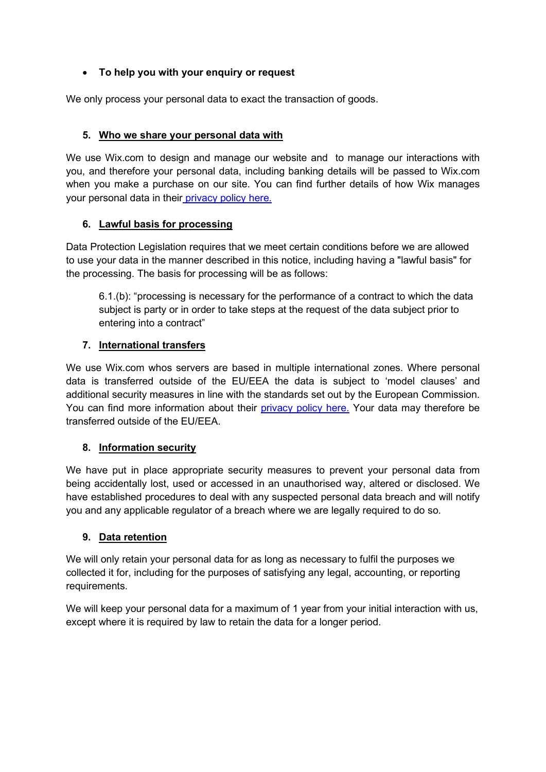- **To help you with your enquiry or request**

We only process your personal data to exact the transaction of goods.

## 5. Who we share your personal data with

We use Wix.com to design and manage our website and to manage our interactions with you, and therefore your personal data, including banking details will be passed to Wix.com when you make a purchase on our site. You can find further details of how Wix manages your personal data in their privacy policy here.

## 6. Lawful basis for processing

Data Protection Legislation requires that we meet certain conditions before we are allowed to use your data in the manner described in this notice, including having a "lawful basis" for the processing. The basis for processing will be as follows:

> 6.1.(b): "processing is necessary for the performance of a contract to which the data subject is party or in order to take steps at the request of the data subject prior to entering into a contract"

## 7. International transfers

We use Wix.com whos servers are based in multiple international zones. Where personal data is transferred outside of the EU/EEA the data is subject to 'model clauses' and additional security measures in line with the standards set out by the European Commission. You can find more information about their privacy policy here. Your data may therefore be transferred outside of the EU/EEA.

## 8. Information security

We have put in place appropriate security measures to prevent your personal data from being accidentally lost, used or accessed in an unauthorised way, altered or disclosed. We have established procedures to deal with any suspected personal data breach and will notify you and any applicable regulator of a breach where we are legally required to do so.

## 9. Data retention

We will only retain your personal data for as long as necessary to fulfil the purposes we collected it for, including for the purposes of satisfying any legal, accounting, or reporting requirements.

We will keep your personal data for a maximum of 1 year from your initial interaction with us, except where it is required by law to retain the data for a longer period.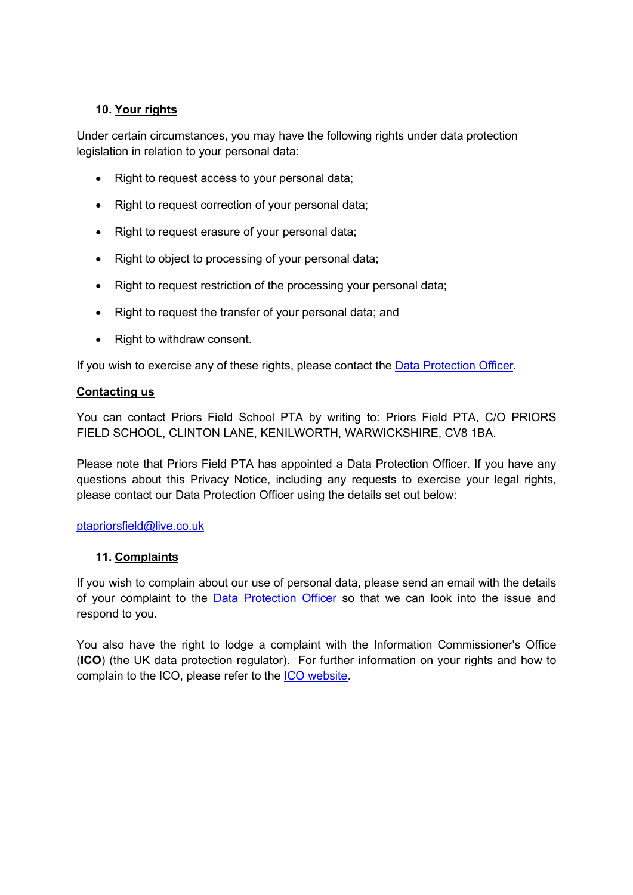## 10. Your rights

Under certain circumstances, you may have the following rights under data protection legislation in relation to your personal data:

- Right to request access to your personal data;
- Right to request correction of your personal data;
- Right to request erasure of your personal data;
- Right to object to processing of your personal data;
- Right to request restriction of the processing your personal data;
- Right to request the transfer of your personal data; and
- Right to withdraw consent.

If you wish to exercise any of these rights, please contact the Data Protection Officer.

**Contacting us**

You can contact Priors Field School PTA by writing to: Priors Field PTA, C/O PRIORS FIELD SCHOOL, CLINTON LANE, KENILWORTH, WARWICKSHIRE, CV8 1BA.

Please note that Priors Field PTA has appointed a Data Protection Officer. If you have any questions about this Privacy Notice, including any requests to exercise your legal rights, please contact our Data Protection Officer using the details set out below:

ptapriorsfield@live.co.uk

## 11. Complaints

If you wish to complain about our use of personal data, please send an email with the details of your complaint to the Data Protection Officer so that we can look into the issue and respond to you.

You also have the right to lodge a complaint with the Information Commissioner's Office (**ICO**) (the UK data protection regulator). For further information on your rights and how to complain to the ICO, please refer to the ICO website.